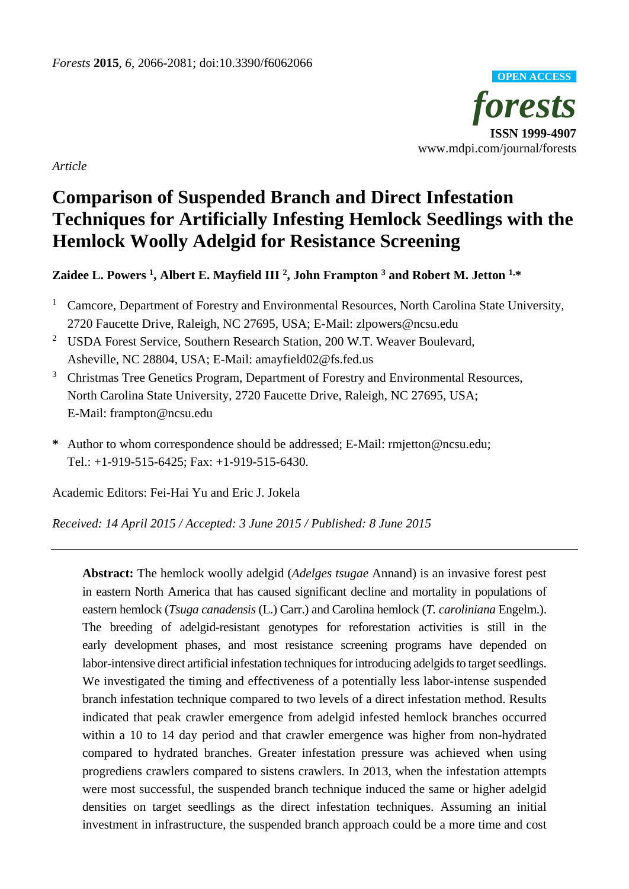*Article*

# Comparison of Suspended Branch and Direct Infestation Techniques for Artificially Infesting Hemlock Seedlings with the Hemlock Woolly Adelgid for Resistance Screening

**Zaidee L. Powers [1], Albert E. Mayfield III [2], John Frampton [3] and Robert M. Jetton [1,*]**

[1] Camcore, Department of Forestry and Environmental Resources, North Carolina State University, 2720 Faucette Drive, Raleigh, NC 27695, USA; E-Mail: zlpowers@ncsu.edu

[2] USDA Forest Service, Southern Research Station, 200 W.T. Weaver Boulevard, Asheville, NC 28804, USA; E-Mail: amayfield02@fs.fed.us

[3] Christmas Tree Genetics Program, Department of Forestry and Environmental Resources, North Carolina State University, 2720 Faucette Drive, Raleigh, NC 27695, USA; E-Mail: frampton@ncsu.edu

**\*** Author to whom correspondence should be addressed; E-Mail: rmjetton@ncsu.edu; Tel.: +1-919-515-6425; Fax: +1-919-515-6430.

Academic Editors: Fei-Hai Yu and Eric J. Jokela

*Received: 14 April 2015 / Accepted: 3 June 2015 / Published: 8 June 2015*

---

**Abstract:** The hemlock woolly adelgid (*Adelges tsugae* Annand) is an invasive forest pest in eastern North America that has caused significant decline and mortality in populations of eastern hemlock (*Tsuga canadensis* (L.) Carr.) and Carolina hemlock (*T. caroliniana* Engelm.). The breeding of adelgid-resistant genotypes for reforestation activities is still in the early development phases, and most resistance screening programs have depended on labor-intensive direct artificial infestation techniques for introducing adelgids to target seedlings. We investigated the timing and effectiveness of a potentially less labor-intense suspended branch infestation technique compared to two levels of a direct infestation method. Results indicated that peak crawler emergence from adelgid infested hemlock branches occurred within a 10 to 14 day period and that crawler emergence was higher from non-hydrated compared to hydrated branches. Greater infestation pressure was achieved when using progrediens crawlers compared to sistens crawlers. In 2013, when the infestation attempts were most successful, the suspended branch technique induced the same or higher adelgid densities on target seedlings as the direct infestation techniques. Assuming an initial investment in infrastructure, the suspended branch approach could be a more time and cost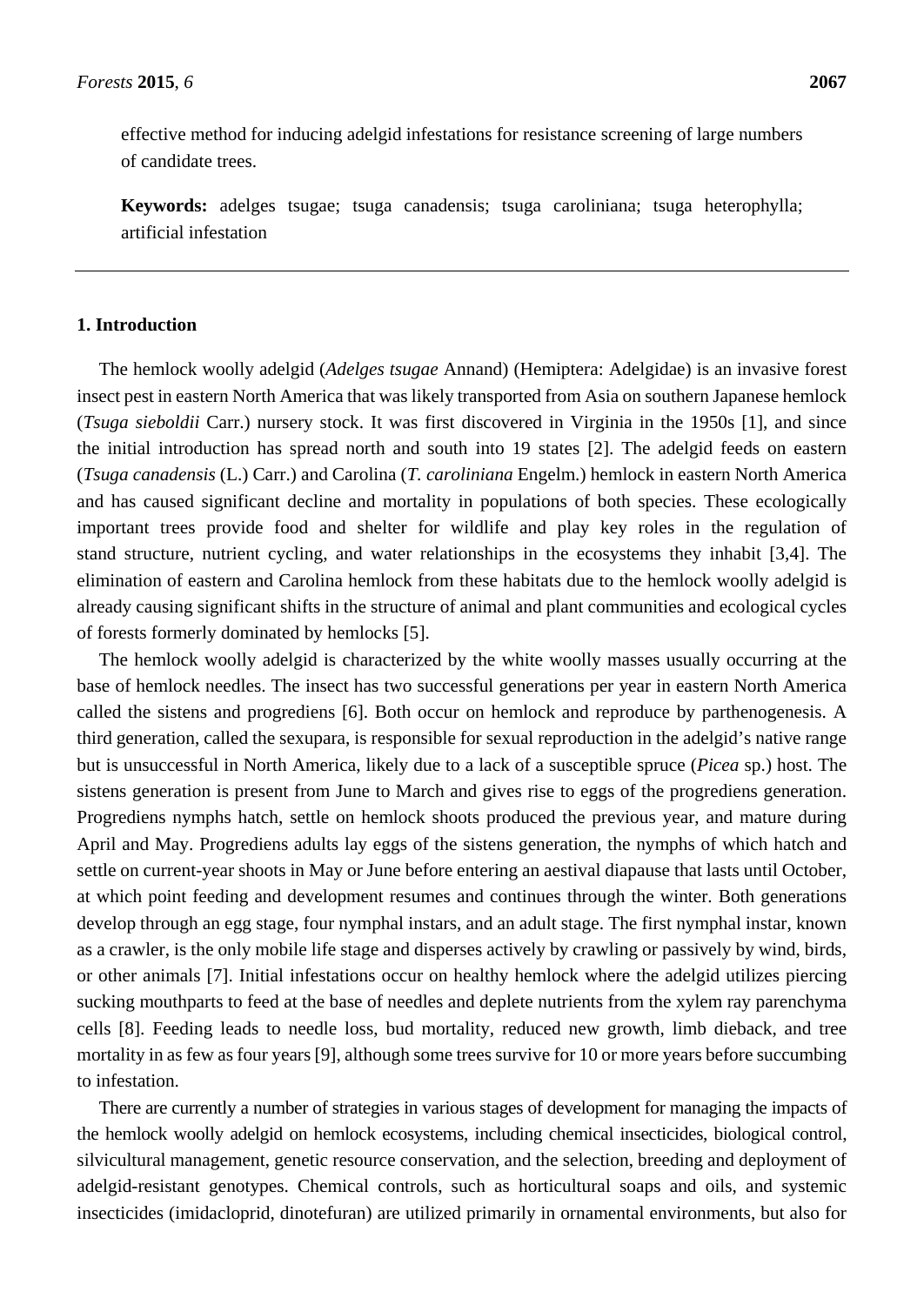effective method for inducing adelgid infestations for resistance screening of large numbers of candidate trees.

**Keywords:** adelges tsugae; tsuga canadensis; tsuga caroliniana; tsuga heterophylla; artificial infestation

## 1. Introduction

The hemlock woolly adelgid (*Adelges tsugae* Annand) (Hemiptera: Adelgidae) is an invasive forest insect pest in eastern North America that was likely transported from Asia on southern Japanese hemlock (*Tsuga sieboldii* Carr.) nursery stock. It was first discovered in Virginia in the 1950s [1], and since the initial introduction has spread north and south into 19 states [2]. The adelgid feeds on eastern (*Tsuga canadensis* (L.) Carr.) and Carolina (*T. caroliniana* Engelm.) hemlock in eastern North America and has caused significant decline and mortality in populations of both species. These ecologically important trees provide food and shelter for wildlife and play key roles in the regulation of stand structure, nutrient cycling, and water relationships in the ecosystems they inhabit [3,4]. The elimination of eastern and Carolina hemlock from these habitats due to the hemlock woolly adelgid is already causing significant shifts in the structure of animal and plant communities and ecological cycles of forests formerly dominated by hemlocks [5].

The hemlock woolly adelgid is characterized by the white woolly masses usually occurring at the base of hemlock needles. The insect has two successful generations per year in eastern North America called the sistens and progrediens [6]. Both occur on hemlock and reproduce by parthenogenesis. A third generation, called the sexupara, is responsible for sexual reproduction in the adelgid's native range but is unsuccessful in North America, likely due to a lack of a susceptible spruce (*Picea* sp.) host. The sistens generation is present from June to March and gives rise to eggs of the progrediens generation. Progrediens nymphs hatch, settle on hemlock shoots produced the previous year, and mature during April and May. Progrediens adults lay eggs of the sistens generation, the nymphs of which hatch and settle on current-year shoots in May or June before entering an aestival diapause that lasts until October, at which point feeding and development resumes and continues through the winter. Both generations develop through an egg stage, four nymphal instars, and an adult stage. The first nymphal instar, known as a crawler, is the only mobile life stage and disperses actively by crawling or passively by wind, birds, or other animals [7]. Initial infestations occur on healthy hemlock where the adelgid utilizes piercing sucking mouthparts to feed at the base of needles and deplete nutrients from the xylem ray parenchyma cells [8]. Feeding leads to needle loss, bud mortality, reduced new growth, limb dieback, and tree mortality in as few as four years [9], although some trees survive for 10 or more years before succumbing to infestation.

There are currently a number of strategies in various stages of development for managing the impacts of the hemlock woolly adelgid on hemlock ecosystems, including chemical insecticides, biological control, silvicultural management, genetic resource conservation, and the selection, breeding and deployment of adelgid-resistant genotypes. Chemical controls, such as horticultural soaps and oils, and systemic insecticides (imidacloprid, dinotefuran) are utilized primarily in ornamental environments, but also for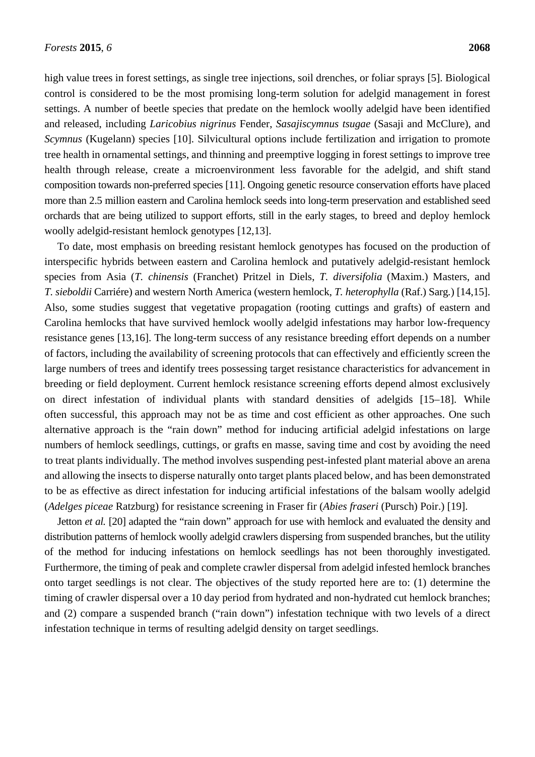high value trees in forest settings, as single tree injections, soil drenches, or foliar sprays [5]. Biological control is considered to be the most promising long-term solution for adelgid management in forest settings. A number of beetle species that predate on the hemlock woolly adelgid have been identified and released, including *Laricobius nigrinus* Fender, *Sasajiscymnus tsugae* (Sasaji and McClure), and *Scymnus* (Kugelann) species [10]. Silvicultural options include fertilization and irrigation to promote tree health in ornamental settings, and thinning and preemptive logging in forest settings to improve tree health through release, create a microenvironment less favorable for the adelgid, and shift stand composition towards non-preferred species [11]. Ongoing genetic resource conservation efforts have placed more than 2.5 million eastern and Carolina hemlock seeds into long-term preservation and established seed orchards that are being utilized to support efforts, still in the early stages, to breed and deploy hemlock woolly adelgid-resistant hemlock genotypes [12,13].

To date, most emphasis on breeding resistant hemlock genotypes has focused on the production of interspecific hybrids between eastern and Carolina hemlock and putatively adelgid-resistant hemlock species from Asia (*T. chinensis* (Franchet) Pritzel in Diels, *T. diversifolia* (Maxim.) Masters, and *T. sieboldii* Carriére) and western North America (western hemlock, *T. heterophylla* (Raf.) Sarg.) [14,15]. Also, some studies suggest that vegetative propagation (rooting cuttings and grafts) of eastern and Carolina hemlocks that have survived hemlock woolly adelgid infestations may harbor low-frequency resistance genes [13,16]. The long-term success of any resistance breeding effort depends on a number of factors, including the availability of screening protocols that can effectively and efficiently screen the large numbers of trees and identify trees possessing target resistance characteristics for advancement in breeding or field deployment. Current hemlock resistance screening efforts depend almost exclusively on direct infestation of individual plants with standard densities of adelgids [15–18]. While often successful, this approach may not be as time and cost efficient as other approaches. One such alternative approach is the "rain down" method for inducing artificial adelgid infestations on large numbers of hemlock seedlings, cuttings, or grafts en masse, saving time and cost by avoiding the need to treat plants individually. The method involves suspending pest-infested plant material above an arena and allowing the insects to disperse naturally onto target plants placed below, and has been demonstrated to be as effective as direct infestation for inducing artificial infestations of the balsam woolly adelgid (*Adelges piceae* Ratzburg) for resistance screening in Fraser fir (*Abies fraseri* (Pursch) Poir.) [19].

Jetton *et al.* [20] adapted the "rain down" approach for use with hemlock and evaluated the density and distribution patterns of hemlock woolly adelgid crawlers dispersing from suspended branches, but the utility of the method for inducing infestations on hemlock seedlings has not been thoroughly investigated. Furthermore, the timing of peak and complete crawler dispersal from adelgid infested hemlock branches onto target seedlings is not clear. The objectives of the study reported here are to: (1) determine the timing of crawler dispersal over a 10 day period from hydrated and non-hydrated cut hemlock branches; and (2) compare a suspended branch ("rain down") infestation technique with two levels of a direct infestation technique in terms of resulting adelgid density on target seedlings.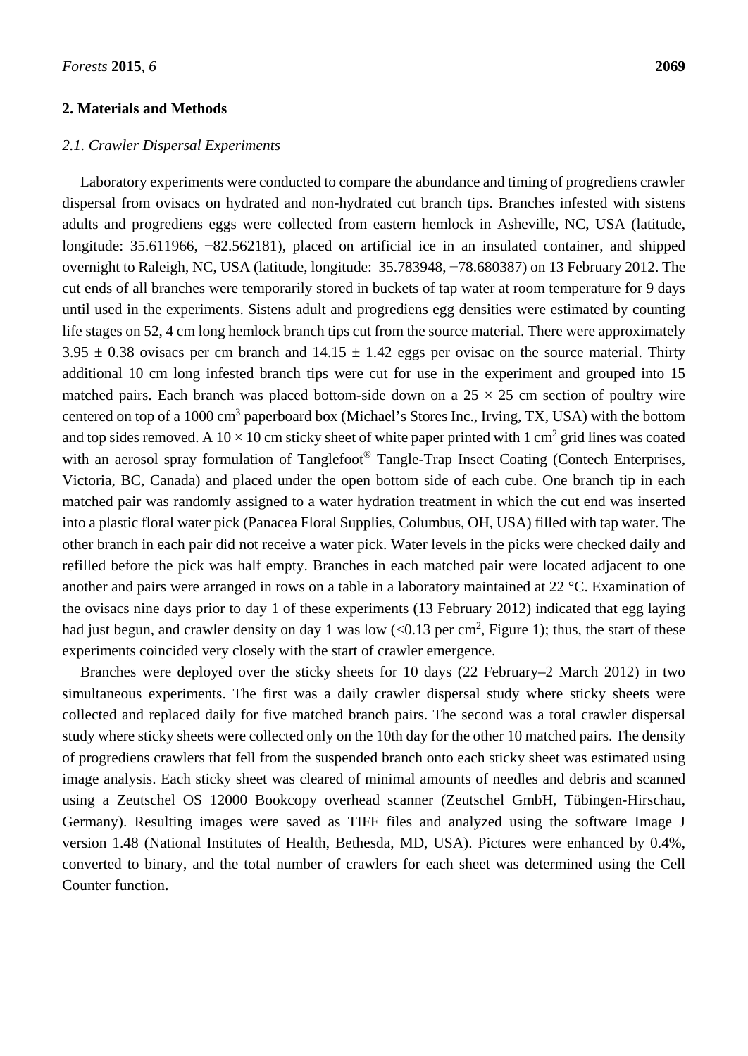## 2. Materials and Methods

### *2.1. Crawler Dispersal Experiments*

Laboratory experiments were conducted to compare the abundance and timing of progrediens crawler dispersal from ovisacs on hydrated and non-hydrated cut branch tips. Branches infested with sistens adults and progrediens eggs were collected from eastern hemlock in Asheville, NC, USA (latitude, longitude: 35.611966, −82.562181), placed on artificial ice in an insulated container, and shipped overnight to Raleigh, NC, USA (latitude, longitude: 35.783948, −78.680387) on 13 February 2012. The cut ends of all branches were temporarily stored in buckets of tap water at room temperature for 9 days until used in the experiments. Sistens adult and progrediens egg densities were estimated by counting life stages on 52, 4 cm long hemlock branch tips cut from the source material. There were approximately $3.95 \pm 0.38$ ovisacs per cm branch and $14.15 \pm 1.42$ eggs per ovisac on the source material. Thirty additional 10 cm long infested branch tips were cut for use in the experiment and grouped into 15 matched pairs. Each branch was placed bottom-side down on a $25 \times 25$ cm section of poultry wire centered on top of a 1000 $cm^3$ paperboard box (Michael's Stores Inc., Irving, TX, USA) with the bottom and top sides removed. A $10 \times 10$ cm sticky sheet of white paper printed with 1 $cm^2$ grid lines was coated with an aerosol spray formulation of Tanglefoot® Tangle-Trap Insect Coating (Contech Enterprises, Victoria, BC, Canada) and placed under the open bottom side of each cube. One branch tip in each matched pair was randomly assigned to a water hydration treatment in which the cut end was inserted into a plastic floral water pick (Panacea Floral Supplies, Columbus, OH, USA) filled with tap water. The other branch in each pair did not receive a water pick. Water levels in the picks were checked daily and refilled before the pick was half empty. Branches in each matched pair were located adjacent to one another and pairs were arranged in rows on a table in a laboratory maintained at 22 °C. Examination of the ovisacs nine days prior to day 1 of these experiments (13 February 2012) indicated that egg laying had just begun, and crawler density on day 1 was low (<0.13 per $cm^2$, Figure 1); thus, the start of these experiments coincided very closely with the start of crawler emergence.

Branches were deployed over the sticky sheets for 10 days (22 February–2 March 2012) in two simultaneous experiments. The first was a daily crawler dispersal study where sticky sheets were collected and replaced daily for five matched branch pairs. The second was a total crawler dispersal study where sticky sheets were collected only on the 10th day for the other 10 matched pairs. The density of progrediens crawlers that fell from the suspended branch onto each sticky sheet was estimated using image analysis. Each sticky sheet was cleared of minimal amounts of needles and debris and scanned using a Zeutschel OS 12000 Bookcopy overhead scanner (Zeutschel GmbH, Tübingen-Hirschau, Germany). Resulting images were saved as TIFF files and analyzed using the software Image J version 1.48 (National Institutes of Health, Bethesda, MD, USA). Pictures were enhanced by 0.4%, converted to binary, and the total number of crawlers for each sheet was determined using the Cell Counter function.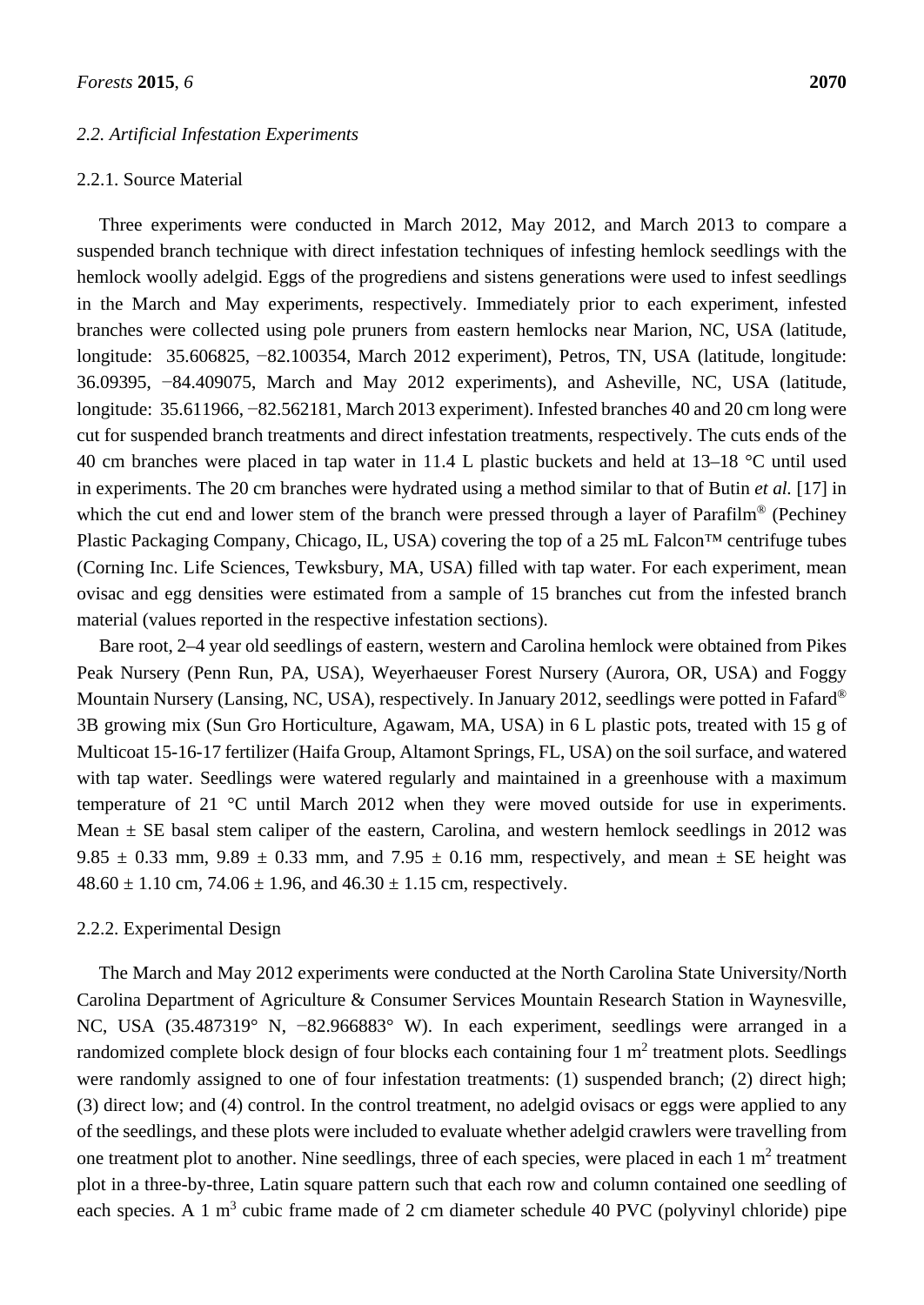### 2.2. Artificial Infestation Experiments

#### 2.2.1. Source Material

Three experiments were conducted in March 2012, May 2012, and March 2013 to compare a suspended branch technique with direct infestation techniques of infesting hemlock seedlings with the hemlock woolly adelgid. Eggs of the progrediens and sistens generations were used to infest seedlings in the March and May experiments, respectively. Immediately prior to each experiment, infested branches were collected using pole pruners from eastern hemlocks near Marion, NC, USA (latitude, longitude: 35.606825, −82.100354, March 2012 experiment), Petros, TN, USA (latitude, longitude: 36.09395, −84.409075, March and May 2012 experiments), and Asheville, NC, USA (latitude, longitude: 35.611966, −82.562181, March 2013 experiment). Infested branches 40 and 20 cm long were cut for suspended branch treatments and direct infestation treatments, respectively. The cuts ends of the 40 cm branches were placed in tap water in 11.4 L plastic buckets and held at 13–18 °C until used in experiments. The 20 cm branches were hydrated using a method similar to that of Butin *et al.* [17] in which the cut end and lower stem of the branch were pressed through a layer of Parafilm® (Pechiney Plastic Packaging Company, Chicago, IL, USA) covering the top of a 25 mL Falcon™ centrifuge tubes (Corning Inc. Life Sciences, Tewksbury, MA, USA) filled with tap water. For each experiment, mean ovisac and egg densities were estimated from a sample of 15 branches cut from the infested branch material (values reported in the respective infestation sections).

Bare root, 2–4 year old seedlings of eastern, western and Carolina hemlock were obtained from Pikes Peak Nursery (Penn Run, PA, USA), Weyerhaeuser Forest Nursery (Aurora, OR, USA) and Foggy Mountain Nursery (Lansing, NC, USA), respectively. In January 2012, seedlings were potted in Fafard® 3B growing mix (Sun Gro Horticulture, Agawam, MA, USA) in 6 L plastic pots, treated with 15 g of Multicoat 15-16-17 fertilizer (Haifa Group, Altamont Springs, FL, USA) on the soil surface, and watered with tap water. Seedlings were watered regularly and maintained in a greenhouse with a maximum temperature of 21 °C until March 2012 when they were moved outside for use in experiments. Mean ± SE basal stem caliper of the eastern, Carolina, and western hemlock seedlings in 2012 was 9.85 ± 0.33 mm, 9.89 ± 0.33 mm, and 7.95 ± 0.16 mm, respectively, and mean ± SE height was 48.60 ± 1.10 cm, 74.06 ± 1.96, and 46.30 ± 1.15 cm, respectively.

#### 2.2.2. Experimental Design

The March and May 2012 experiments were conducted at the North Carolina State University/North Carolina Department of Agriculture & Consumer Services Mountain Research Station in Waynesville, NC, USA (35.487319° N, −82.966883° W). In each experiment, seedlings were arranged in a randomized complete block design of four blocks each containing four 1 $m^2$ treatment plots. Seedlings were randomly assigned to one of four infestation treatments: (1) suspended branch; (2) direct high; (3) direct low; and (4) control. In the control treatment, no adelgid ovisacs or eggs were applied to any of the seedlings, and these plots were included to evaluate whether adelgid crawlers were travelling from one treatment plot to another. Nine seedlings, three of each species, were placed in each 1 $m^2$ treatment plot in a three-by-three, Latin square pattern such that each row and column contained one seedling of each species. A 1 $m^3$ cubic frame made of 2 cm diameter schedule 40 PVC (polyvinyl chloride) pipe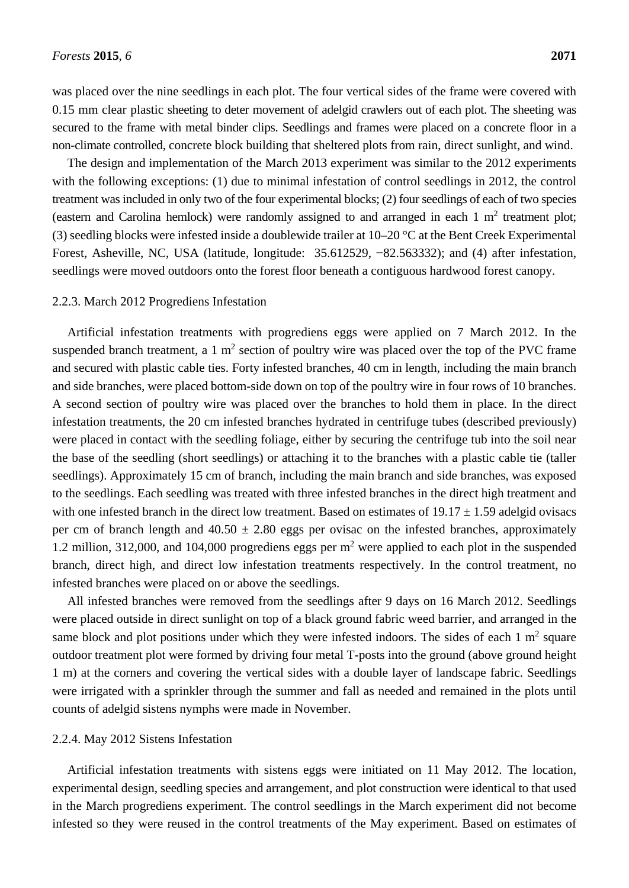was placed over the nine seedlings in each plot. The four vertical sides of the frame were covered with 0.15 mm clear plastic sheeting to deter movement of adelgid crawlers out of each plot. The sheeting was secured to the frame with metal binder clips. Seedlings and frames were placed on a concrete floor in a non-climate controlled, concrete block building that sheltered plots from rain, direct sunlight, and wind.

The design and implementation of the March 2013 experiment was similar to the 2012 experiments with the following exceptions: (1) due to minimal infestation of control seedlings in 2012, the control treatment was included in only two of the four experimental blocks; (2) four seedlings of each of two species (eastern and Carolina hemlock) were randomly assigned to and arranged in each 1 $m^2$ treatment plot; (3) seedling blocks were infested inside a doublewide trailer at 10–20 °C at the Bent Creek Experimental Forest, Asheville, NC, USA (latitude, longitude: 35.612529, −82.563332); and (4) after infestation, seedlings were moved outdoors onto the forest floor beneath a contiguous hardwood forest canopy.

#### 2.2.3. March 2012 Progrediens Infestation

Artificial infestation treatments with progrediens eggs were applied on 7 March 2012. In the suspended branch treatment, a 1 $m^2$ section of poultry wire was placed over the top of the PVC frame and secured with plastic cable ties. Forty infested branches, 40 cm in length, including the main branch and side branches, were placed bottom-side down on top of the poultry wire in four rows of 10 branches. A second section of poultry wire was placed over the branches to hold them in place. In the direct infestation treatments, the 20 cm infested branches hydrated in centrifuge tubes (described previously) were placed in contact with the seedling foliage, either by securing the centrifuge tub into the soil near the base of the seedling (short seedlings) or attaching it to the branches with a plastic cable tie (taller seedlings). Approximately 15 cm of branch, including the main branch and side branches, was exposed to the seedlings. Each seedling was treated with three infested branches in the direct high treatment and with one infested branch in the direct low treatment. Based on estimates of 19.17 ± 1.59 adelgid ovisacs per cm of branch length and 40.50 ± 2.80 eggs per ovisac on the infested branches, approximately 1.2 million, 312,000, and 104,000 progrediens eggs per $m^2$ were applied to each plot in the suspended branch, direct high, and direct low infestation treatments respectively. In the control treatment, no infested branches were placed on or above the seedlings.

All infested branches were removed from the seedlings after 9 days on 16 March 2012. Seedlings were placed outside in direct sunlight on top of a black ground fabric weed barrier, and arranged in the same block and plot positions under which they were infested indoors. The sides of each 1 $m^2$ square outdoor treatment plot were formed by driving four metal T-posts into the ground (above ground height 1 m) at the corners and covering the vertical sides with a double layer of landscape fabric. Seedlings were irrigated with a sprinkler through the summer and fall as needed and remained in the plots until counts of adelgid sistens nymphs were made in November.

#### 2.2.4. May 2012 Sistens Infestation

Artificial infestation treatments with sistens eggs were initiated on 11 May 2012. The location, experimental design, seedling species and arrangement, and plot construction were identical to that used in the March progrediens experiment. The control seedlings in the March experiment did not become infested so they were reused in the control treatments of the May experiment. Based on estimates of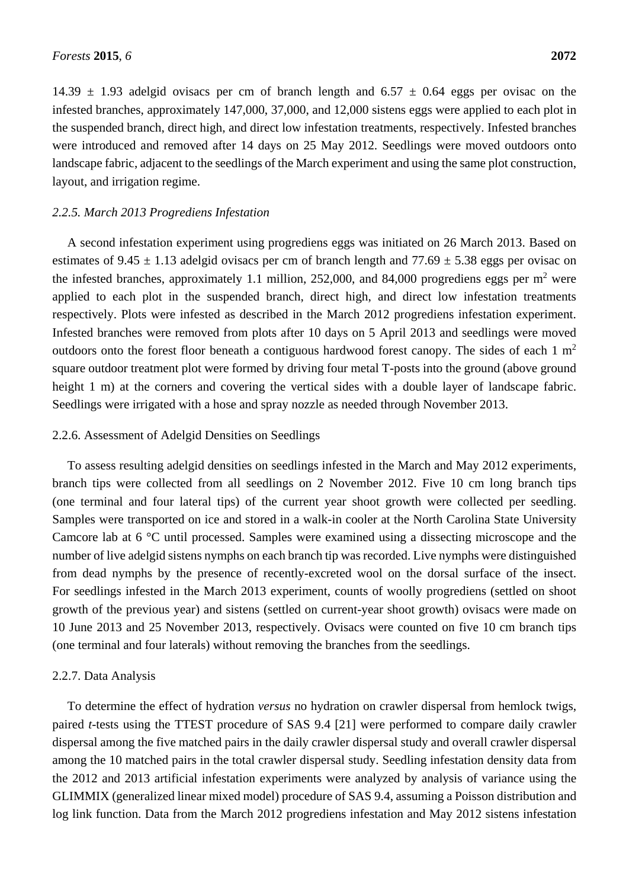$14.39 \pm 1.93$ adelgid ovisacs per cm of branch length and $6.57 \pm 0.64$ eggs per ovisac on the infested branches, approximately 147,000, 37,000, and 12,000 sistens eggs were applied to each plot in the suspended branch, direct high, and direct low infestation treatments, respectively. Infested branches were introduced and removed after 14 days on 25 May 2012. Seedlings were moved outdoors onto landscape fabric, adjacent to the seedlings of the March experiment and using the same plot construction, layout, and irrigation regime.

### *2.2.5. March 2013 Progrediens Infestation*

A second infestation experiment using progrediens eggs was initiated on 26 March 2013. Based on estimates of $9.45 \pm 1.13$ adelgid ovisacs per cm of branch length and $77.69 \pm 5.38$ eggs per ovisac on the infested branches, approximately 1.1 million, 252,000, and 84,000 progrediens eggs per $m^2$ were applied to each plot in the suspended branch, direct high, and direct low infestation treatments respectively. Plots were infested as described in the March 2012 progrediens infestation experiment. Infested branches were removed from plots after 10 days on 5 April 2013 and seedlings were moved outdoors onto the forest floor beneath a contiguous hardwood forest canopy. The sides of each 1 $m^2$ square outdoor treatment plot were formed by driving four metal T-posts into the ground (above ground height 1 m) at the corners and covering the vertical sides with a double layer of landscape fabric. Seedlings were irrigated with a hose and spray nozzle as needed through November 2013.

### 2.2.6. Assessment of Adelgid Densities on Seedlings

To assess resulting adelgid densities on seedlings infested in the March and May 2012 experiments, branch tips were collected from all seedlings on 2 November 2012. Five 10 cm long branch tips (one terminal and four lateral tips) of the current year shoot growth were collected per seedling. Samples were transported on ice and stored in a walk-in cooler at the North Carolina State University Camcore lab at 6 °C until processed. Samples were examined using a dissecting microscope and the number of live adelgid sistens nymphs on each branch tip was recorded. Live nymphs were distinguished from dead nymphs by the presence of recently-excreted wool on the dorsal surface of the insect. For seedlings infested in the March 2013 experiment, counts of woolly progrediens (settled on shoot growth of the previous year) and sistens (settled on current-year shoot growth) ovisacs were made on 10 June 2013 and 25 November 2013, respectively. Ovisacs were counted on five 10 cm branch tips (one terminal and four laterals) without removing the branches from the seedlings.

### 2.2.7. Data Analysis

To determine the effect of hydration *versus* no hydration on crawler dispersal from hemlock twigs, paired *t*-tests using the TTEST procedure of SAS 9.4 [21] were performed to compare daily crawler dispersal among the five matched pairs in the daily crawler dispersal study and overall crawler dispersal among the 10 matched pairs in the total crawler dispersal study. Seedling infestation density data from the 2012 and 2013 artificial infestation experiments were analyzed by analysis of variance using the GLIMMIX (generalized linear mixed model) procedure of SAS 9.4, assuming a Poisson distribution and log link function. Data from the March 2012 progrediens infestation and May 2012 sistens infestation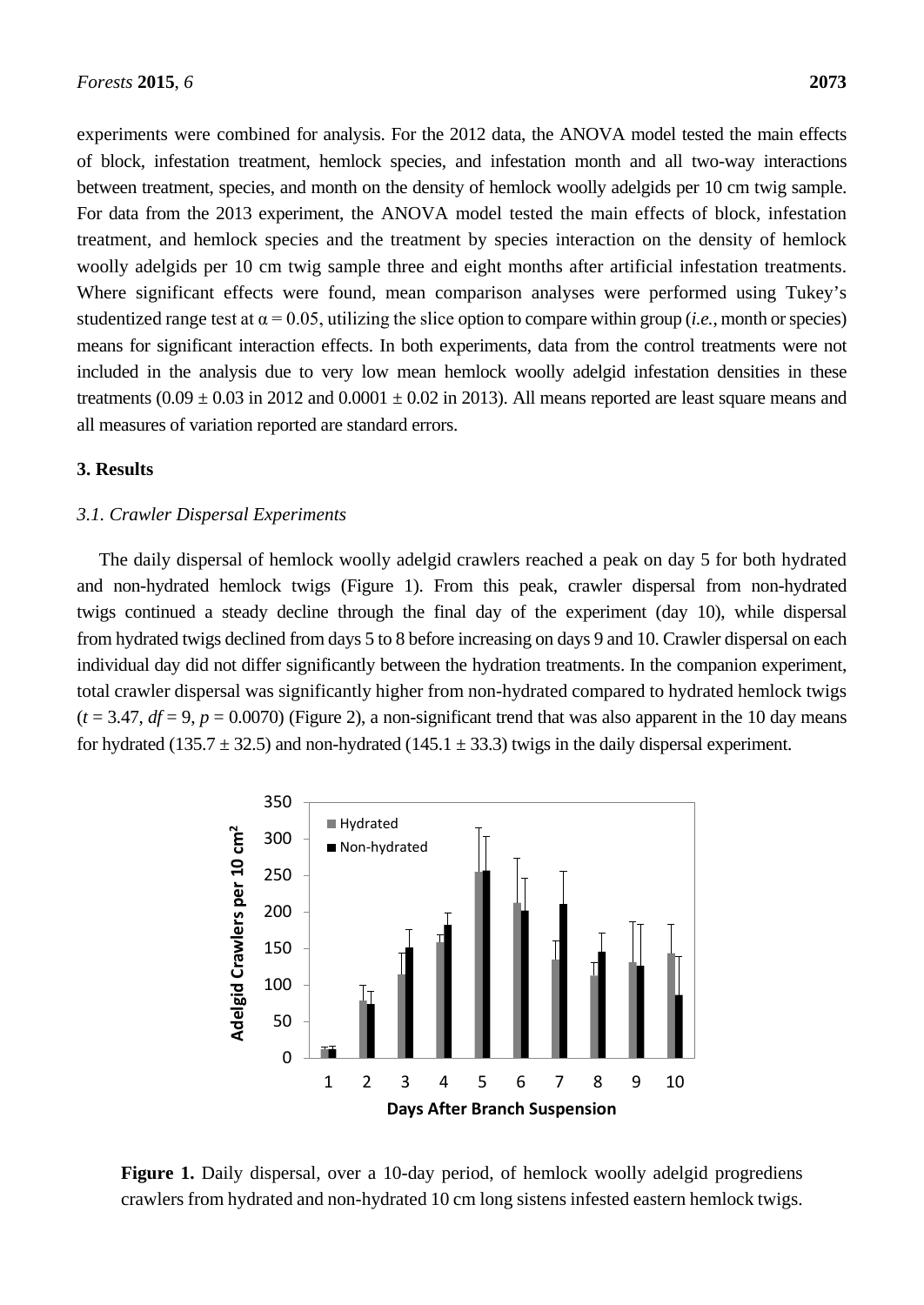experiments were combined for analysis. For the 2012 data, the ANOVA model tested the main effects of block, infestation treatment, hemlock species, and infestation month and all two-way interactions between treatment, species, and month on the density of hemlock woolly adelgids per 10 cm twig sample. For data from the 2013 experiment, the ANOVA model tested the main effects of block, infestation treatment, and hemlock species and the treatment by species interaction on the density of hemlock woolly adelgids per 10 cm twig sample three and eight months after artificial infestation treatments. Where significant effects were found, mean comparison analyses were performed using Tukey's studentized range test at $\alpha = 0.05$, utilizing the slice option to compare within group (*i.e.*, month or species) means for significant interaction effects. In both experiments, data from the control treatments were not included in the analysis due to very low mean hemlock woolly adelgid infestation densities in these treatments ($0.09 \pm 0.03$ in 2012 and $0.0001 \pm 0.02$ in 2013). All means reported are least square means and all measures of variation reported are standard errors.

## 3. Results

### *3.1. Crawler Dispersal Experiments*

The daily dispersal of hemlock woolly adelgid crawlers reached a peak on day 5 for both hydrated and non-hydrated hemlock twigs (Figure 1). From this peak, crawler dispersal from non-hydrated twigs continued a steady decline through the final day of the experiment (day 10), while dispersal from hydrated twigs declined from days 5 to 8 before increasing on days 9 and 10. Crawler dispersal on each individual day did not differ significantly between the hydration treatments. In the companion experiment, total crawler dispersal was significantly higher from non-hydrated compared to hydrated hemlock twigs ($t = 3.47$, $df = 9$, $p = 0.0070$) (Figure 2), a non-significant trend that was also apparent in the 10 day means for hydrated ($135.7 \pm 32.5$) and non-hydrated ($145.1 \pm 33.3$) twigs in the daily dispersal experiment.

**Figure 1.** Daily dispersal, over a 10-day period, of hemlock woolly adelgid progrediens crawlers from hydrated and non-hydrated 10 cm long sistens infested eastern hemlock twigs.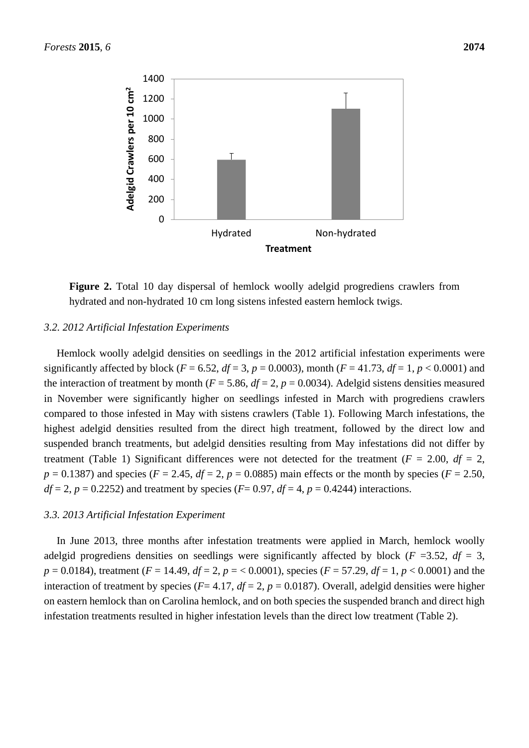**Figure 2.** Total 10 day dispersal of hemlock woolly adelgid progrediens crawlers from hydrated and non-hydrated 10 cm long sistens infested eastern hemlock twigs.

### 3.2. 2012 Artificial Infestation Experiments

Hemlock woolly adelgid densities on seedlings in the 2012 artificial infestation experiments were significantly affected by block ($F = 6.52$, $df = 3$, $p = 0.0003$), month ($F = 41.73$, $df = 1$, $p < 0.0001$) and the interaction of treatment by month ($F = 5.86$, $df = 2$, $p = 0.0034$). Adelgid sistens densities measured in November were significantly higher on seedlings infested in March with progrediens crawlers compared to those infested in May with sistens crawlers (Table 1). Following March infestations, the highest adelgid densities resulted from the direct high treatment, followed by the direct low and suspended branch treatments, but adelgid densities resulting from May infestations did not differ by treatment (Table 1) Significant differences were not detected for the treatment ($F = 2.00$, $df = 2$, $p = 0.1387$) and species ($F = 2.45$, $df = 2$, $p = 0.0885$) main effects or the month by species ($F = 2.50$, $df = 2$, $p = 0.2252$) and treatment by species ($F = 0.97$, $df = 4$, $p = 0.4244$) interactions.

### 3.3. 2013 Artificial Infestation Experiment

In June 2013, three months after infestation treatments were applied in March, hemlock woolly adelgid progrediens densities on seedlings were significantly affected by block ($F = 3.52$, $df = 3$, $p = 0.0184$), treatment ($F = 14.49$, $df = 2$, $p = < 0.0001$), species ($F = 57.29$, $df = 1$, $p < 0.0001$) and the interaction of treatment by species ($F = 4.17$, $df = 2$, $p = 0.0187$). Overall, adelgid densities were higher on eastern hemlock than on Carolina hemlock, and on both species the suspended branch and direct high infestation treatments resulted in higher infestation levels than the direct low treatment (Table 2).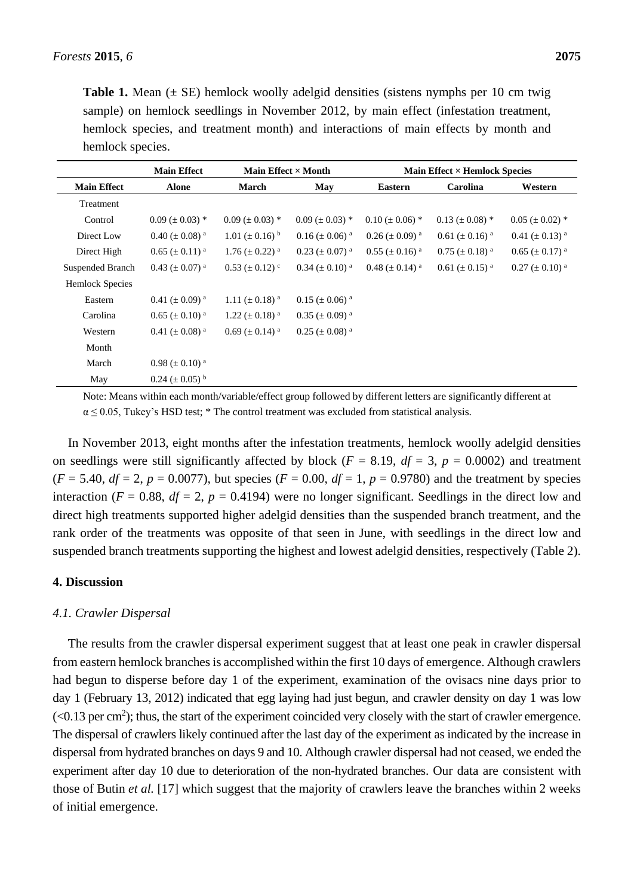**Table 1.** Mean (± SE) hemlock woolly adelgid densities (sistens nymphs per 10 cm twig sample) on hemlock seedlings in November 2012, by main effect (infestation treatment, hemlock species, and treatment month) and interactions of main effects by month and hemlock species.

| | Main Effect | Main Effect × Month | | Main Effect × Hemlock Species | | |
|---|---|---|---|---|---|---|
| **Main Effect** | **Alone** | **March** | **May** | **Eastern** | **Carolina** | **Western** |
| Treatment | | | | | | |
| Control | 0.09 (± 0.03) * | 0.09 (± 0.03) * | 0.09 (± 0.03) * | 0.10 (± 0.06) * | 0.13 (± 0.08) * | 0.05 (± 0.02) * |
| Direct Low | 0.40 (± 0.08) [a] | 1.01 (± 0.16) [b] | 0.16 (± 0.06) [a] | 0.26 (± 0.09) [a] | 0.61 (± 0.16) [a] | 0.41 (± 0.13) [a] |
| Direct High | 0.65 (± 0.11) [a] | 1.76 (± 0.22) [a] | 0.23 (± 0.07) [a] | 0.55 (± 0.16) [a] | 0.75 (± 0.18) [a] | 0.65 (± 0.17) [a] |
| Suspended Branch | 0.43 (± 0.07) [a] | 0.53 (± 0.12) [c] | 0.34 (± 0.10) [a] | 0.48 (± 0.14) [a] | 0.61 (± 0.15) [a] | 0.27 (± 0.10) [a] |
| Hemlock Species | | | | | | |
| Eastern | 0.41 (± 0.09) [a] | 1.11 (± 0.18) [a] | 0.15 (± 0.06) [a] | | | |
| Carolina | 0.65 (± 0.10) [a] | 1.22 (± 0.18) [a] | 0.35 (± 0.09) [a] | | | |
| Western | 0.41 (± 0.08) [a] | 0.69 (± 0.14) [a] | 0.25 (± 0.08) [a] | | | |
| Month | | | | | | |
| March | 0.98 (± 0.10) [a] | | | | | |
| May | 0.24 (± 0.05) [b] | | | | | |

Note: Means within each month/variable/effect group followed by different letters are significantly different at $\alpha \leq 0.05$, Tukey's HSD test; * The control treatment was excluded from statistical analysis.

In November 2013, eight months after the infestation treatments, hemlock woolly adelgid densities on seedlings were still significantly affected by block ($F = 8.19$, $df = 3$, $p = 0.0002$) and treatment ($F = 5.40$, $df = 2$, $p = 0.0077$), but species ($F = 0.00$, $df = 1$, $p = 0.9780$) and the treatment by species interaction ($F = 0.88$, $df = 2$, $p = 0.4194$) were no longer significant. Seedlings in the direct low and direct high treatments supported higher adelgid densities than the suspended branch treatment, and the rank order of the treatments was opposite of that seen in June, with seedlings in the direct low and suspended branch treatments supporting the highest and lowest adelgid densities, respectively (Table 2).

## 4. Discussion

### 4.1. Crawler Dispersal

The results from the crawler dispersal experiment suggest that at least one peak in crawler dispersal from eastern hemlock branches is accomplished within the first 10 days of emergence. Although crawlers had begun to disperse before day 1 of the experiment, examination of the ovisacs nine days prior to day 1 (February 13, 2012) indicated that egg laying had just begun, and crawler density on day 1 was low ($<0.13$ per $cm^2$); thus, the start of the experiment coincided very closely with the start of crawler emergence. The dispersal of crawlers likely continued after the last day of the experiment as indicated by the increase in dispersal from hydrated branches on days 9 and 10. Although crawler dispersal had not ceased, we ended the experiment after day 10 due to deterioration of the non-hydrated branches. Our data are consistent with those of Butin *et al.* [17] which suggest that the majority of crawlers leave the branches within 2 weeks of initial emergence.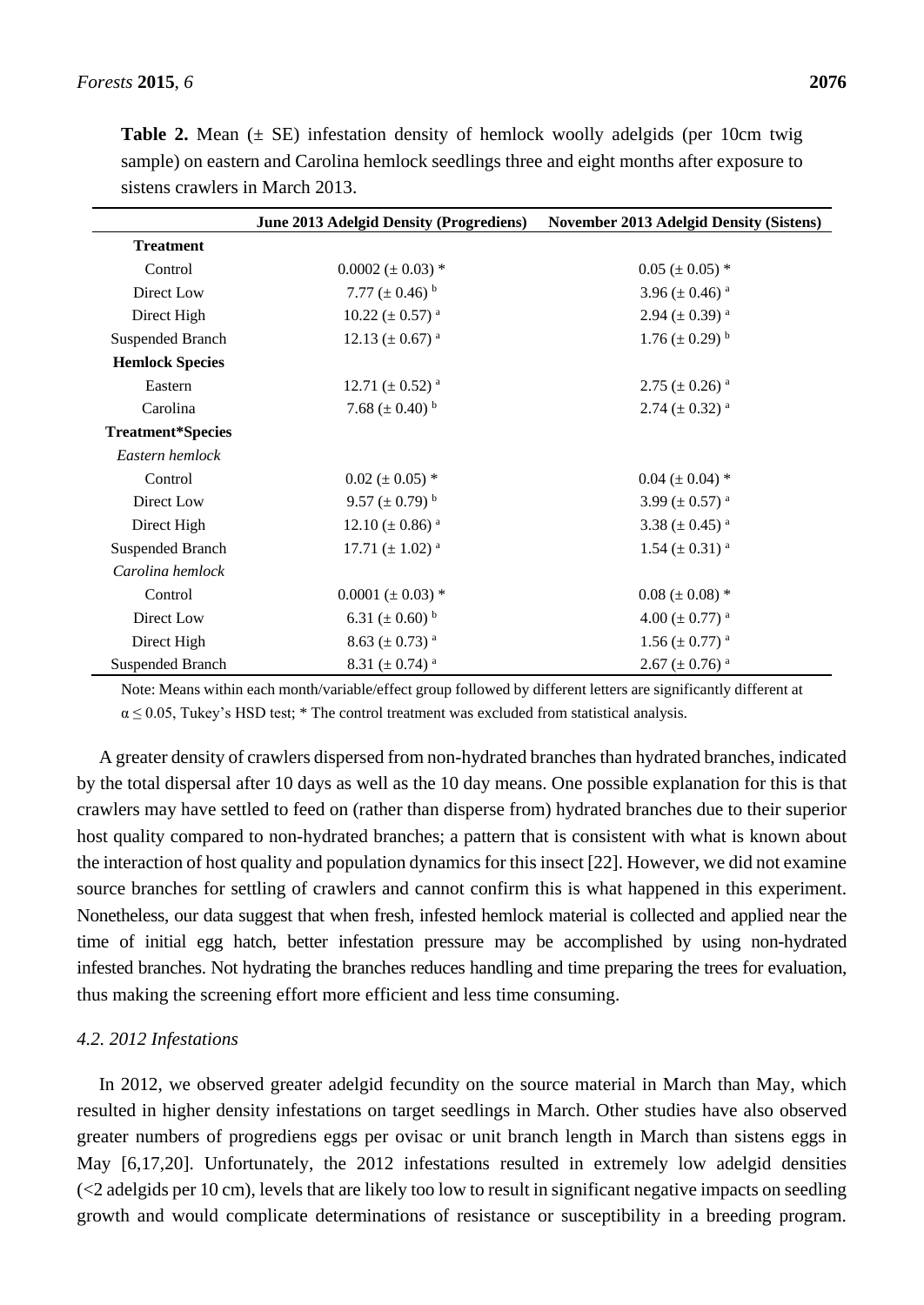**Table 2.** Mean (± SE) infestation density of hemlock woolly adelgids (per 10cm twig sample) on eastern and Carolina hemlock seedlings three and eight months after exposure to sistens crawlers in March 2013.

| | June 2013 Adelgid Density (Progrediens) | November 2013 Adelgid Density (Sistens) |
|---|---|---|
| **Treatment** | | |
| Control | 0.0002 (± 0.03) * | 0.05 (± 0.05) * |
| Direct Low | 7.77 (± 0.46) [b] | 3.96 (± 0.46) [a] |
| Direct High | 10.22 (± 0.57) [a] | 2.94 (± 0.39) [a] |
| Suspended Branch | 12.13 (± 0.67) [a] | 1.76 (± 0.29) [b] |
| **Hemlock Species** | | |
| Eastern | 12.71 (± 0.52) [a] | 2.75 (± 0.26) [a] |
| Carolina | 7.68 (± 0.40) [b] | 2.74 (± 0.32) [a] |
| **Treatment*Species** | | |
| *Eastern hemlock* | | |
| Control | 0.02 (± 0.05) * | 0.04 (± 0.04) * |
| Direct Low | 9.57 (± 0.79) [b] | 3.99 (± 0.57) [a] |
| Direct High | 12.10 (± 0.86) [a] | 3.38 (± 0.45) [a] |
| Suspended Branch | 17.71 (± 1.02) [a] | 1.54 (± 0.31) [a] |
| *Carolina hemlock* | | |
| Control | 0.0001 (± 0.03) * | 0.08 (± 0.08) * |
| Direct Low | 6.31 (± 0.60) [b] | 4.00 (± 0.77) [a] |
| Direct High | 8.63 (± 0.73) [a] | 1.56 (± 0.77) [a] |
| Suspended Branch | 8.31 (± 0.74) [a] | 2.67 (± 0.76) [a] |

Note: Means within each month/variable/effect group followed by different letters are significantly different at $\alpha \leq 0.05$, Tukey's HSD test; * The control treatment was excluded from statistical analysis.

A greater density of crawlers dispersed from non-hydrated branches than hydrated branches, indicated by the total dispersal after 10 days as well as the 10 day means. One possible explanation for this is that crawlers may have settled to feed on (rather than disperse from) hydrated branches due to their superior host quality compared to non-hydrated branches; a pattern that is consistent with what is known about the interaction of host quality and population dynamics for this insect [22]. However, we did not examine source branches for settling of crawlers and cannot confirm this is what happened in this experiment. Nonetheless, our data suggest that when fresh, infested hemlock material is collected and applied near the time of initial egg hatch, better infestation pressure may be accomplished by using non-hydrated infested branches. Not hydrating the branches reduces handling and time preparing the trees for evaluation, thus making the screening effort more efficient and less time consuming.

### *4.2. 2012 Infestations*

In 2012, we observed greater adelgid fecundity on the source material in March than May, which resulted in higher density infestations on target seedlings in March. Other studies have also observed greater numbers of progrediens eggs per ovisac or unit branch length in March than sistens eggs in May [6,17,20]. Unfortunately, the 2012 infestations resulted in extremely low adelgid densities (<2 adelgids per 10 cm), levels that are likely too low to result in significant negative impacts on seedling growth and would complicate determinations of resistance or susceptibility in a breeding program.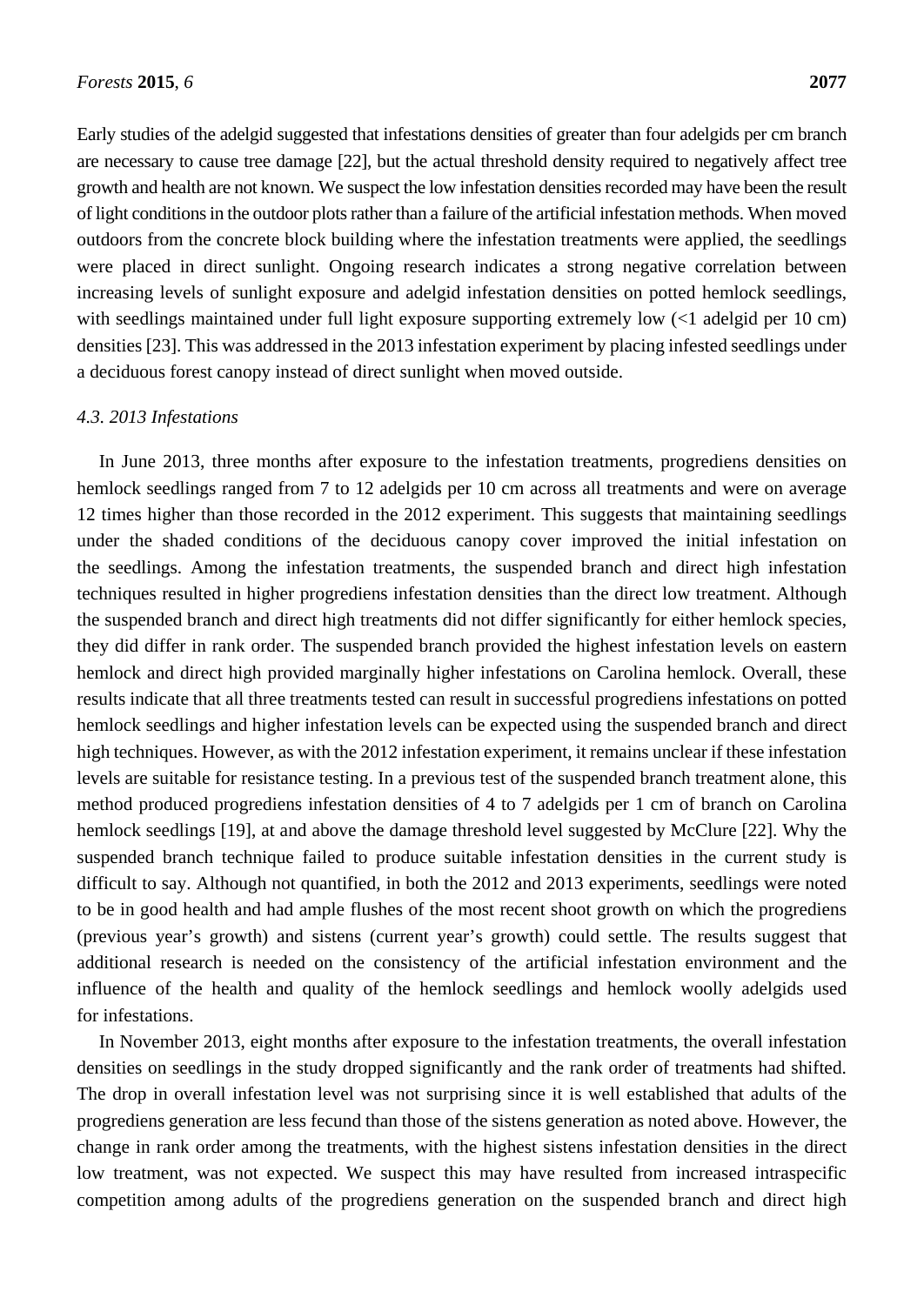Early studies of the adelgid suggested that infestations densities of greater than four adelgids per cm branch are necessary to cause tree damage [22], but the actual threshold density required to negatively affect tree growth and health are not known. We suspect the low infestation densities recorded may have been the result of light conditions in the outdoor plots rather than a failure of the artificial infestation methods. When moved outdoors from the concrete block building where the infestation treatments were applied, the seedlings were placed in direct sunlight. Ongoing research indicates a strong negative correlation between increasing levels of sunlight exposure and adelgid infestation densities on potted hemlock seedlings, with seedlings maintained under full light exposure supporting extremely low (<1 adelgid per 10 cm) densities [23]. This was addressed in the 2013 infestation experiment by placing infested seedlings under a deciduous forest canopy instead of direct sunlight when moved outside.

### *4.3. 2013 Infestations*

In June 2013, three months after exposure to the infestation treatments, progrediens densities on hemlock seedlings ranged from 7 to 12 adelgids per 10 cm across all treatments and were on average 12 times higher than those recorded in the 2012 experiment. This suggests that maintaining seedlings under the shaded conditions of the deciduous canopy cover improved the initial infestation on the seedlings. Among the infestation treatments, the suspended branch and direct high infestation techniques resulted in higher progrediens infestation densities than the direct low treatment. Although the suspended branch and direct high treatments did not differ significantly for either hemlock species, they did differ in rank order. The suspended branch provided the highest infestation levels on eastern hemlock and direct high provided marginally higher infestations on Carolina hemlock. Overall, these results indicate that all three treatments tested can result in successful progrediens infestations on potted hemlock seedlings and higher infestation levels can be expected using the suspended branch and direct high techniques. However, as with the 2012 infestation experiment, it remains unclear if these infestation levels are suitable for resistance testing. In a previous test of the suspended branch treatment alone, this method produced progrediens infestation densities of 4 to 7 adelgids per 1 cm of branch on Carolina hemlock seedlings [19], at and above the damage threshold level suggested by McClure [22]. Why the suspended branch technique failed to produce suitable infestation densities in the current study is difficult to say. Although not quantified, in both the 2012 and 2013 experiments, seedlings were noted to be in good health and had ample flushes of the most recent shoot growth on which the progrediens (previous year's growth) and sistens (current year's growth) could settle. The results suggest that additional research is needed on the consistency of the artificial infestation environment and the influence of the health and quality of the hemlock seedlings and hemlock woolly adelgids used for infestations.

In November 2013, eight months after exposure to the infestation treatments, the overall infestation densities on seedlings in the study dropped significantly and the rank order of treatments had shifted. The drop in overall infestation level was not surprising since it is well established that adults of the progrediens generation are less fecund than those of the sistens generation as noted above. However, the change in rank order among the treatments, with the highest sistens infestation densities in the direct low treatment, was not expected. We suspect this may have resulted from increased intraspecific competition among adults of the progrediens generation on the suspended branch and direct high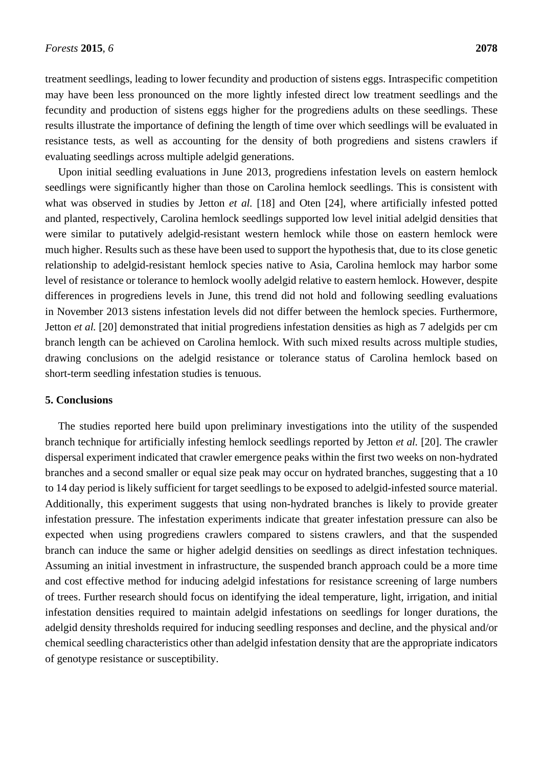treatment seedlings, leading to lower fecundity and production of sistens eggs. Intraspecific competition may have been less pronounced on the more lightly infested direct low treatment seedlings and the fecundity and production of sistens eggs higher for the progrediens adults on these seedlings. These results illustrate the importance of defining the length of time over which seedlings will be evaluated in resistance tests, as well as accounting for the density of both progrediens and sistens crawlers if evaluating seedlings across multiple adelgid generations.

Upon initial seedling evaluations in June 2013, progrediens infestation levels on eastern hemlock seedlings were significantly higher than those on Carolina hemlock seedlings. This is consistent with what was observed in studies by Jetton *et al.* [18] and Oten [24], where artificially infested potted and planted, respectively, Carolina hemlock seedlings supported low level initial adelgid densities that were similar to putatively adelgid-resistant western hemlock while those on eastern hemlock were much higher. Results such as these have been used to support the hypothesis that, due to its close genetic relationship to adelgid-resistant hemlock species native to Asia, Carolina hemlock may harbor some level of resistance or tolerance to hemlock woolly adelgid relative to eastern hemlock. However, despite differences in progrediens levels in June, this trend did not hold and following seedling evaluations in November 2013 sistens infestation levels did not differ between the hemlock species. Furthermore, Jetton *et al.* [20] demonstrated that initial progrediens infestation densities as high as 7 adelgids per cm branch length can be achieved on Carolina hemlock. With such mixed results across multiple studies, drawing conclusions on the adelgid resistance or tolerance status of Carolina hemlock based on short-term seedling infestation studies is tenuous.

## 5. Conclusions

The studies reported here build upon preliminary investigations into the utility of the suspended branch technique for artificially infesting hemlock seedlings reported by Jetton *et al.* [20]. The crawler dispersal experiment indicated that crawler emergence peaks within the first two weeks on non-hydrated branches and a second smaller or equal size peak may occur on hydrated branches, suggesting that a 10 to 14 day period is likely sufficient for target seedlings to be exposed to adelgid-infested source material. Additionally, this experiment suggests that using non-hydrated branches is likely to provide greater infestation pressure. The infestation experiments indicate that greater infestation pressure can also be expected when using progrediens crawlers compared to sistens crawlers, and that the suspended branch can induce the same or higher adelgid densities on seedlings as direct infestation techniques. Assuming an initial investment in infrastructure, the suspended branch approach could be a more time and cost effective method for inducing adelgid infestations for resistance screening of large numbers of trees. Further research should focus on identifying the ideal temperature, light, irrigation, and initial infestation densities required to maintain adelgid infestations on seedlings for longer durations, the adelgid density thresholds required for inducing seedling responses and decline, and the physical and/or chemical seedling characteristics other than adelgid infestation density that are the appropriate indicators of genotype resistance or susceptibility.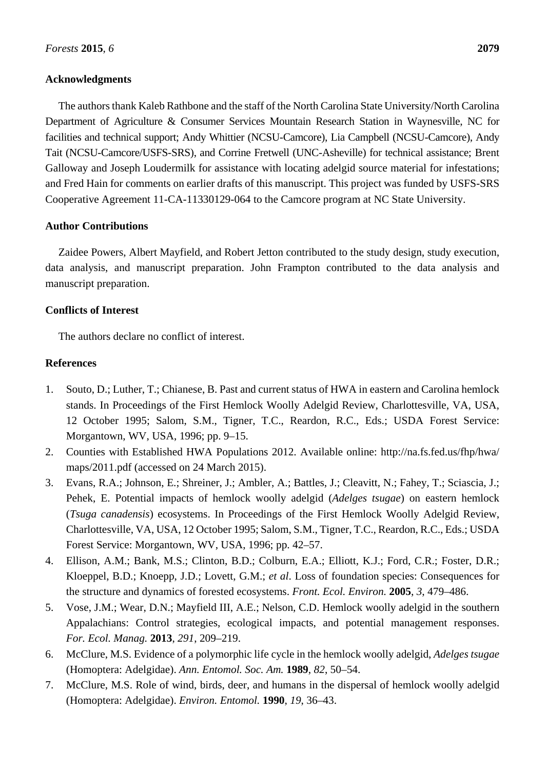## Acknowledgments

The authors thank Kaleb Rathbone and the staff of the North Carolina State University/North Carolina Department of Agriculture & Consumer Services Mountain Research Station in Waynesville, NC for facilities and technical support; Andy Whittier (NCSU-Camcore), Lia Campbell (NCSU-Camcore), Andy Tait (NCSU-Camcore/USFS-SRS), and Corrine Fretwell (UNC-Asheville) for technical assistance; Brent Galloway and Joseph Loudermilk for assistance with locating adelgid source material for infestations; and Fred Hain for comments on earlier drafts of this manuscript. This project was funded by USFS-SRS Cooperative Agreement 11-CA-11330129-064 to the Camcore program at NC State University.

## Author Contributions

Zaidee Powers, Albert Mayfield, and Robert Jetton contributed to the study design, study execution, data analysis, and manuscript preparation. John Frampton contributed to the data analysis and manuscript preparation.

## Conflicts of Interest

The authors declare no conflict of interest.

## References

1. Souto, D.; Luther, T.; Chianese, B. Past and current status of HWA in eastern and Carolina hemlock stands. In Proceedings of the First Hemlock Woolly Adelgid Review, Charlottesville, VA, USA, 12 October 1995; Salom, S.M., Tigner, T.C., Reardon, R.C., Eds.; USDA Forest Service: Morgantown, WV, USA, 1996; pp. 9–15.
2. Counties with Established HWA Populations 2012. Available online: http://na.fs.fed.us/fhp/hwa/maps/2011.pdf (accessed on 24 March 2015).
3. Evans, R.A.; Johnson, E.; Shreiner, J.; Ambler, A.; Battles, J.; Cleavitt, N.; Fahey, T.; Sciascia, J.; Pehek, E. Potential impacts of hemlock woolly adelgid (*Adelges tsugae*) on eastern hemlock (*Tsuga canadensis*) ecosystems. In Proceedings of the First Hemlock Woolly Adelgid Review, Charlottesville, VA, USA, 12 October 1995; Salom, S.M., Tigner, T.C., Reardon, R.C., Eds.; USDA Forest Service: Morgantown, WV, USA, 1996; pp. 42–57.
4. Ellison, A.M.; Bank, M.S.; Clinton, B.D.; Colburn, E.A.; Elliott, K.J.; Ford, C.R.; Foster, D.R.; Kloeppel, B.D.; Knoepp, J.D.; Lovett, G.M.; *et al*. Loss of foundation species: Consequences for the structure and dynamics of forested ecosystems. *Front. Ecol. Environ.* **2005**, *3*, 479–486.
5. Vose, J.M.; Wear, D.N.; Mayfield III, A.E.; Nelson, C.D. Hemlock woolly adelgid in the southern Appalachians: Control strategies, ecological impacts, and potential management responses. *For. Ecol. Manag.* **2013**, *291*, 209–219.
6. McClure, M.S. Evidence of a polymorphic life cycle in the hemlock woolly adelgid, *Adelges tsugae* (Homoptera: Adelgidae). *Ann. Entomol. Soc. Am.* **1989**, *82*, 50–54.
7. McClure, M.S. Role of wind, birds, deer, and humans in the dispersal of hemlock woolly adelgid (Homoptera: Adelgidae). *Environ. Entomol.* **1990**, *19*, 36–43.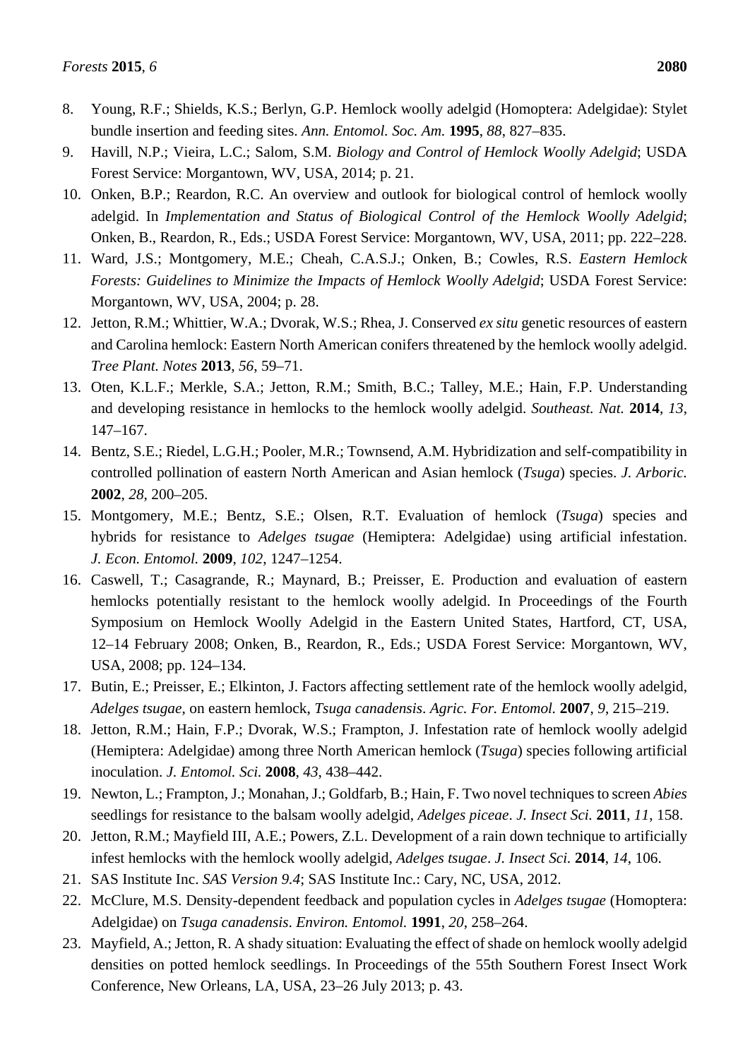8. Young, R.F.; Shields, K.S.; Berlyn, G.P. Hemlock woolly adelgid (Homoptera: Adelgidae): Stylet bundle insertion and feeding sites. *Ann. Entomol. Soc. Am.* **1995**, *88*, 827–835.
9. Havill, N.P.; Vieira, L.C.; Salom, S.M. *Biology and Control of Hemlock Woolly Adelgid*; USDA Forest Service: Morgantown, WV, USA, 2014; p. 21.
10. Onken, B.P.; Reardon, R.C. An overview and outlook for biological control of hemlock woolly adelgid. In *Implementation and Status of Biological Control of the Hemlock Woolly Adelgid*; Onken, B., Reardon, R., Eds.; USDA Forest Service: Morgantown, WV, USA, 2011; pp. 222–228.
11. Ward, J.S.; Montgomery, M.E.; Cheah, C.A.S.J.; Onken, B.; Cowles, R.S. *Eastern Hemlock Forests: Guidelines to Minimize the Impacts of Hemlock Woolly Adelgid*; USDA Forest Service: Morgantown, WV, USA, 2004; p. 28.
12. Jetton, R.M.; Whittier, W.A.; Dvorak, W.S.; Rhea, J. Conserved *ex situ* genetic resources of eastern and Carolina hemlock: Eastern North American conifers threatened by the hemlock woolly adelgid. *Tree Plant. Notes* **2013**, *56*, 59–71.
13. Oten, K.L.F.; Merkle, S.A.; Jetton, R.M.; Smith, B.C.; Talley, M.E.; Hain, F.P. Understanding and developing resistance in hemlocks to the hemlock woolly adelgid. *Southeast. Nat.* **2014**, *13*, 147–167.
14. Bentz, S.E.; Riedel, L.G.H.; Pooler, M.R.; Townsend, A.M. Hybridization and self-compatibility in controlled pollination of eastern North American and Asian hemlock (*Tsuga*) species. *J. Arboric.* **2002**, *28*, 200–205.
15. Montgomery, M.E.; Bentz, S.E.; Olsen, R.T. Evaluation of hemlock (*Tsuga*) species and hybrids for resistance to *Adelges tsugae* (Hemiptera: Adelgidae) using artificial infestation. *J. Econ. Entomol.* **2009**, *102*, 1247–1254.
16. Caswell, T.; Casagrande, R.; Maynard, B.; Preisser, E. Production and evaluation of eastern hemlocks potentially resistant to the hemlock woolly adelgid. In Proceedings of the Fourth Symposium on Hemlock Woolly Adelgid in the Eastern United States, Hartford, CT, USA, 12–14 February 2008; Onken, B., Reardon, R., Eds.; USDA Forest Service: Morgantown, WV, USA, 2008; pp. 124–134.
17. Butin, E.; Preisser, E.; Elkinton, J. Factors affecting settlement rate of the hemlock woolly adelgid, *Adelges tsugae*, on eastern hemlock, *Tsuga canadensis*. *Agric. For. Entomol.* **2007**, *9*, 215–219.
18. Jetton, R.M.; Hain, F.P.; Dvorak, W.S.; Frampton, J. Infestation rate of hemlock woolly adelgid (Hemiptera: Adelgidae) among three North American hemlock (*Tsuga*) species following artificial inoculation. *J. Entomol. Sci.* **2008**, *43*, 438–442.
19. Newton, L.; Frampton, J.; Monahan, J.; Goldfarb, B.; Hain, F. Two novel techniques to screen *Abies* seedlings for resistance to the balsam woolly adelgid, *Adelges piceae*. *J. Insect Sci.* **2011**, *11*, 158.
20. Jetton, R.M.; Mayfield III, A.E.; Powers, Z.L. Development of a rain down technique to artificially infest hemlocks with the hemlock woolly adelgid, *Adelges tsugae*. *J. Insect Sci.* **2014**, *14*, 106.
21. SAS Institute Inc. *SAS Version 9.4*; SAS Institute Inc.: Cary, NC, USA, 2012.
22. McClure, M.S. Density-dependent feedback and population cycles in *Adelges tsugae* (Homoptera: Adelgidae) on *Tsuga canadensis*. *Environ. Entomol.* **1991**, *20*, 258–264.
23. Mayfield, A.; Jetton, R. A shady situation: Evaluating the effect of shade on hemlock woolly adelgid densities on potted hemlock seedlings. In Proceedings of the 55th Southern Forest Insect Work Conference, New Orleans, LA, USA, 23–26 July 2013; p. 43.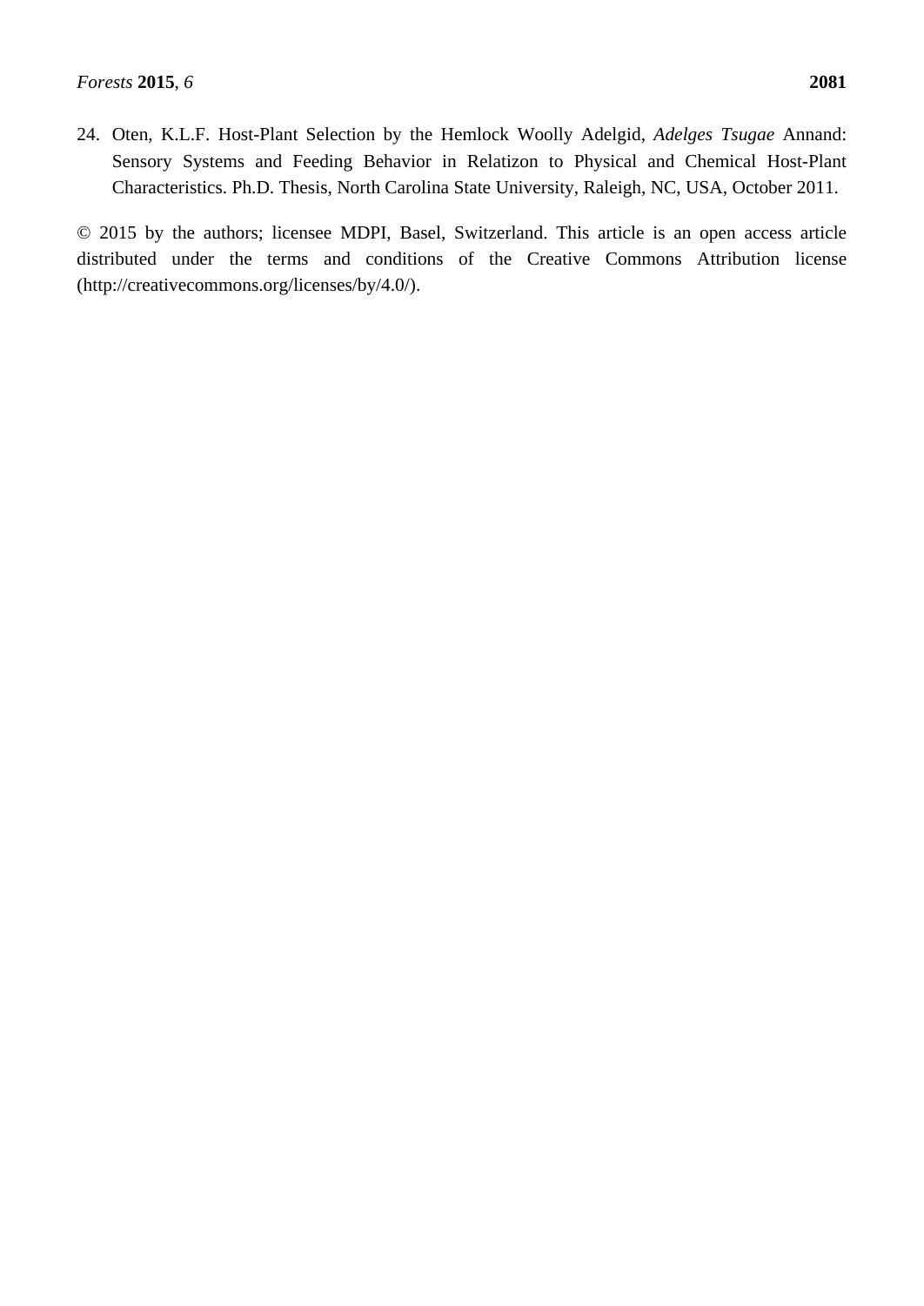24. Oten, K.L.F. Host-Plant Selection by the Hemlock Woolly Adelgid, *Adelges Tsugae* Annand: Sensory Systems and Feeding Behavior in Relatizon to Physical and Chemical Host-Plant Characteristics. Ph.D. Thesis, North Carolina State University, Raleigh, NC, USA, October 2011.

© 2015 by the authors; licensee MDPI, Basel, Switzerland. This article is an open access article distributed under the terms and conditions of the Creative Commons Attribution license (http://creativecommons.org/licenses/by/4.0/).